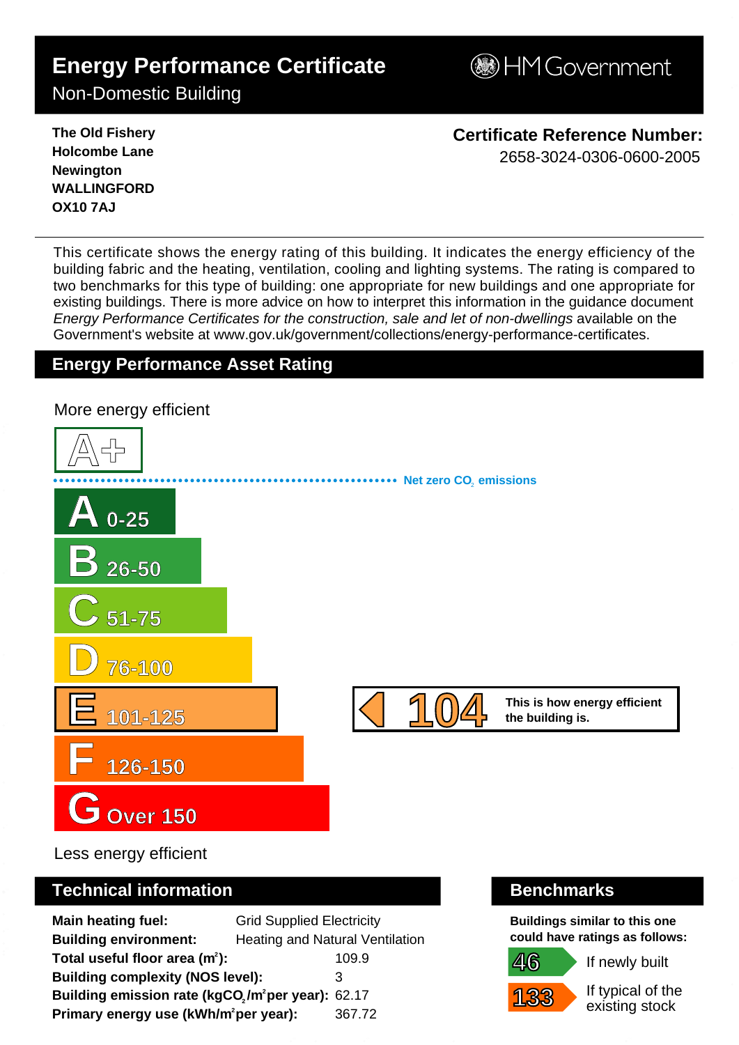# Energy Performance Certificate

Non-Domestic Building

HM Government

**The Old Fishery**
**Holcombe Lane**
**Newington**
**WALLINGFORD**
**OX10 7AJ**

**Certificate Reference Number:**
2658-3024-0306-0600-2005

This certificate shows the energy rating of this building. It indicates the energy efficiency of the building fabric and the heating, ventilation, cooling and lighting systems. The rating is compared to two benchmarks for this type of building: one appropriate for new buildings and one appropriate for existing buildings. There is more advice on how to interpret this information in the guidance document *Energy Performance Certificates for the construction, sale and let of non-dwellings* available on the Government's website at www.gov.uk/government/collections/energy-performance-certificates.

## Energy Performance Asset Rating

More energy efficient

A+

Net zero $CO_2$ emissions

A 0-25

B 26-50

C 51-75

D 76-100

E 101-125

F 126-150

G Over 150

Less energy efficient

**104** This is how energy efficient the building is.

## Technical information

| | |
|---|---|
| **Main heating fuel:** | Grid Supplied Electricity |
| **Building environment:** | Heating and Natural Ventilation |
| **Total useful floor area ($m^2$):** | 109.9 |
| **Building complexity (NOS level):** | 3 |
| **Building emission rate ($kgCO_2/m^2$ per year):** | 62.17 |
| **Primary energy use ($kWh/m^2$ per year):** | 367.72 |

## Benchmarks

**Buildings similar to this one could have ratings as follows:**

46 If newly built

133 If typical of the existing stock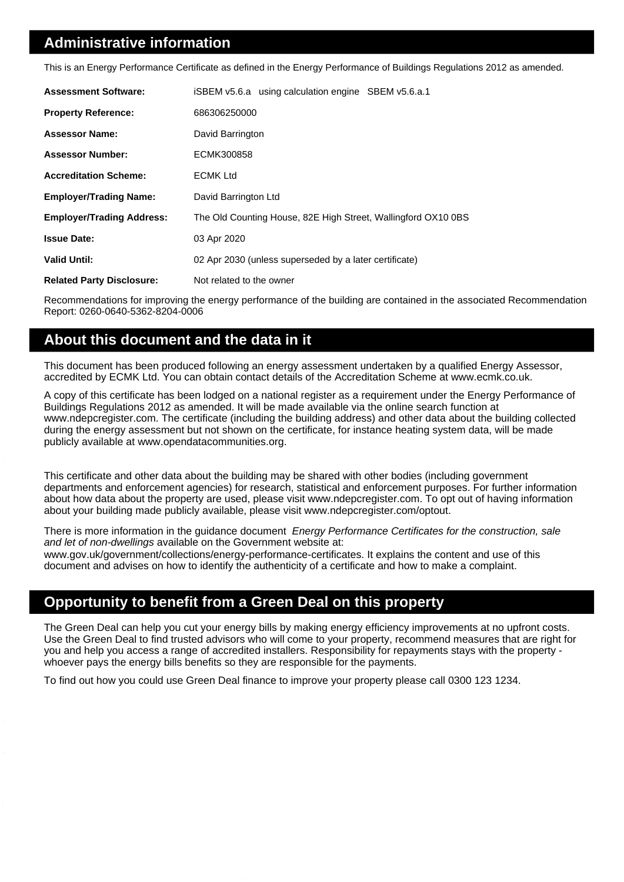## Administrative information

This is an Energy Performance Certificate as defined in the Energy Performance of Buildings Regulations 2012 as amended.

| | |
|---|---|
| **Assessment Software:** | iSBEM v5.6.a using calculation engine SBEM v5.6.a.1 |
| **Property Reference:** | 686306250000 |
| **Assessor Name:** | David Barrington |
| **Assessor Number:** | ECMK300858 |
| **Accreditation Scheme:** | ECMK Ltd |
| **Employer/Trading Name:** | David Barrington Ltd |
| **Employer/Trading Address:** | The Old Counting House, 82E High Street, Wallingford OX10 0BS |
| **Issue Date:** | 03 Apr 2020 |
| **Valid Until:** | 02 Apr 2030 (unless superseded by a later certificate) |
| **Related Party Disclosure:** | Not related to the owner |

Recommendations for improving the energy performance of the building are contained in the associated Recommendation Report: 0260-0640-5362-8204-0006

## About this document and the data in it

This document has been produced following an energy assessment undertaken by a qualified Energy Assessor, accredited by ECMK Ltd. You can obtain contact details of the Accreditation Scheme at www.ecmk.co.uk.

A copy of this certificate has been lodged on a national register as a requirement under the Energy Performance of Buildings Regulations 2012 as amended. It will be made available via the online search function at www.ndepcregister.com. The certificate (including the building address) and other data about the building collected during the energy assessment but not shown on the certificate, for instance heating system data, will be made publicly available at www.opendatacommunities.org.

This certificate and other data about the building may be shared with other bodies (including government departments and enforcement agencies) for research, statistical and enforcement purposes. For further information about how data about the property are used, please visit www.ndepcregister.com. To opt out of having information about your building made publicly available, please visit www.ndepcregister.com/optout.

There is more information in the guidance document *Energy Performance Certificates for the construction, sale and let of non-dwellings* available on the Government website at: www.gov.uk/government/collections/energy-performance-certificates. It explains the content and use of this document and advises on how to identify the authenticity of a certificate and how to make a complaint.

## Opportunity to benefit from a Green Deal on this property

The Green Deal can help you cut your energy bills by making energy efficiency improvements at no upfront costs. Use the Green Deal to find trusted advisors who will come to your property, recommend measures that are right for you and help you access a range of accredited installers. Responsibility for repayments stays with the property - whoever pays the energy bills benefits so they are responsible for the payments.

To find out how you could use Green Deal finance to improve your property please call 0300 123 1234.